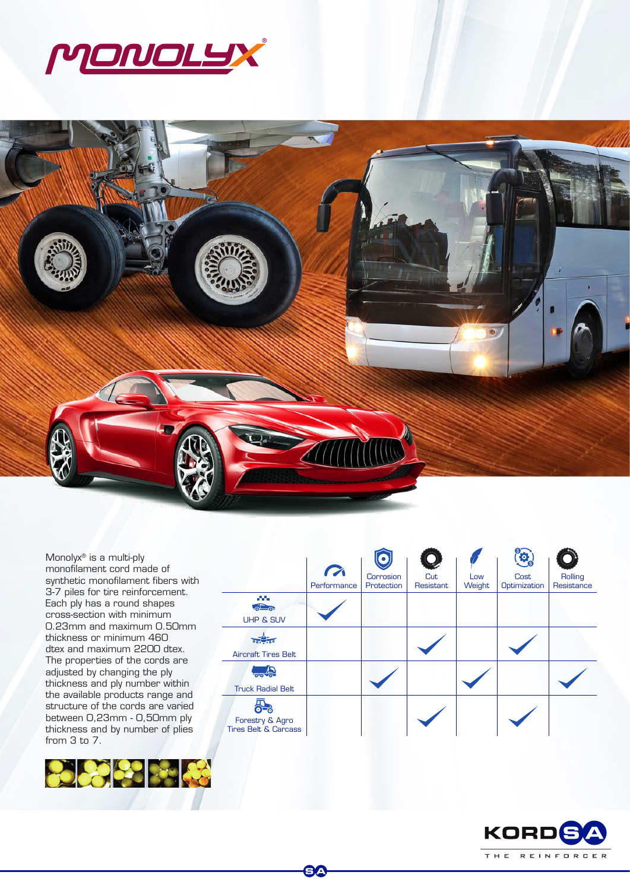# MONOLYX®

Monolyx® is a multi-ply monofilament cord made of synthetic monofilament fibers with 3-7 piles for tire reinforcement. Each ply has a round shapes cross-section with minimum 0.23mm and maximum 0.50mm thickness or minimum 460 dtex and maximum 2200 dtex. The properties of the cords are adjusted by changing the ply thickness and ply number within the available products range and structure of the cords are varied between 0,23mm - 0,50mm ply thickness and by number of plies from 3 to 7.

| | Performance | Corrosion Protection | Cut Resistant | Low Weight | Cost Optimization | Rolling Resistance |
|---|---|---|---|---|---|---|
| UHP & SUV | ✓ | | | | | |
| Aircraft Tires Belt | | | ✓ | | ✓ | |
| Truck Radial Belt | | ✓ | | ✓ | | ✓ |
| Forestry & Agro Tires Belt & Carcass | | | ✓ | | ✓ | |

KORDSA
THE REINFORCER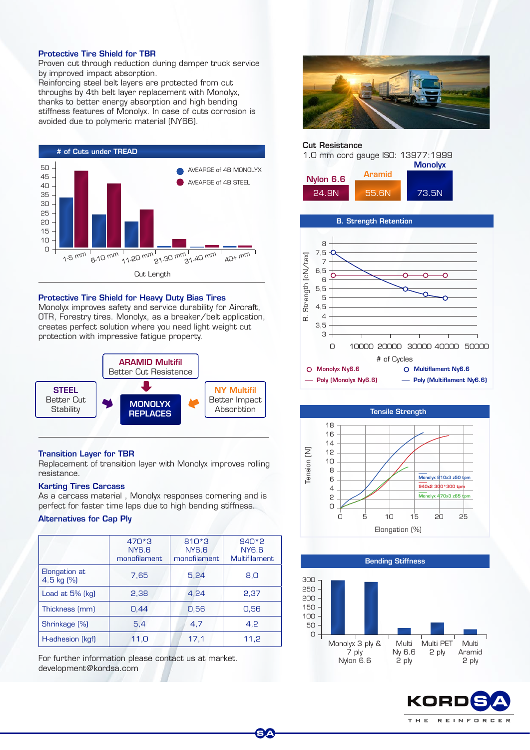## Protective Tire Shield for TBR

Proven cut through reduction during damper truck service by improved impact absorption.
Reinforcing steel belt layers are protected from cut throughs by 4th belt layer replacement with Monolyx, thanks to better energy absorption and high bending stiffness features of Monolyx. In case of cuts corrosion is avoided due to polymeric material (NY66).

# of Cuts under TREAD

50
45
40
35
30
25
20
15
10
0

AVEARGE of 4B MONOLYX
AVEARGE of 4B STEEL

1-5 mm
6-10 mm
11-20 mm
21-30 mm
31-40 mm
40+ mm

Cut Length

## Protective Tire Shield for Heavy Duty Bias Tires

Monolyx improves safety and service durability for Aircraft, OTR, Forestry tires. Monolyx, as a breaker/belt application, creates perfect solution where you need light weight cut protection with impressive fatigue property.

ARAMID Multifil
Better Cut Resistence

STEEL
Better Cut Stability

MONOLYX REPLACES

NY Multifil
Better Impact Absorbtion

## Transition Layer for TBR

Replacement of transition layer with Monolyx improves rolling resistance.

## Karting Tires Carcass

As a carcass material , Monolyx responses cornering and is perfect for faster time laps due to high bending stiffness.

## Alternatives for Cap Ply

| | 470*3 NY6.6 monofilament | 810*3 NY6.6 monofilament | 940*2 NY6.6 Multifilament |
|---|---|---|---|
| Elongation at 4.5 kg (%) | 7,65 | 5,24 | 8,0 |
| Load at 5% (kg) | 2,38 | 4,24 | 2,37 |
| Thickness (mm) | 0,44 | 0,56 | 0,56 |
| Shrinkage (%) | 5,4 | 4,7 | 4,2 |
| H-adhesion (kgf) | 11,0 | 17,1 | 11,2 |

For further information please contact us at market.development@kordsa.com

## Cut Resistance

1.0 mm cord gauge ISO: 13977:1999

Nylon 6.6
24.9N

Aramid
55.6N

Monolyx
73.5N

B. Strength Retention

B. Strength [cN/tex]
8
7,5
7
6,5
6
5,5
5
4,5
4
3,5
3

0
10000
20000
30000
40000
50000

# of Cycles

Monolyx Ny6.6
Multiflament Ny6.6
Poly (Monolyx Ny6.6)
Poly (Multifilament Ny6.6)

Tensile Strength

Tension [N]
18
16
14
12
10
8
6
4
2
0

0
5
10
15
20
25

Elongation (%)

Monolyx 810x3 z50 tpm
940x2 300*300 tpm
Monolyx 470x3 z65 tpm

Bending Stiffness

300
250
200
150
100
50
0

Monolyx 3 ply & 7 ply Nylon 6.6
Multi Ny 6.6 2 ply
Multi PET 2 ply
Multi Aramid 2 ply

KORDSA
THE REINFORCER